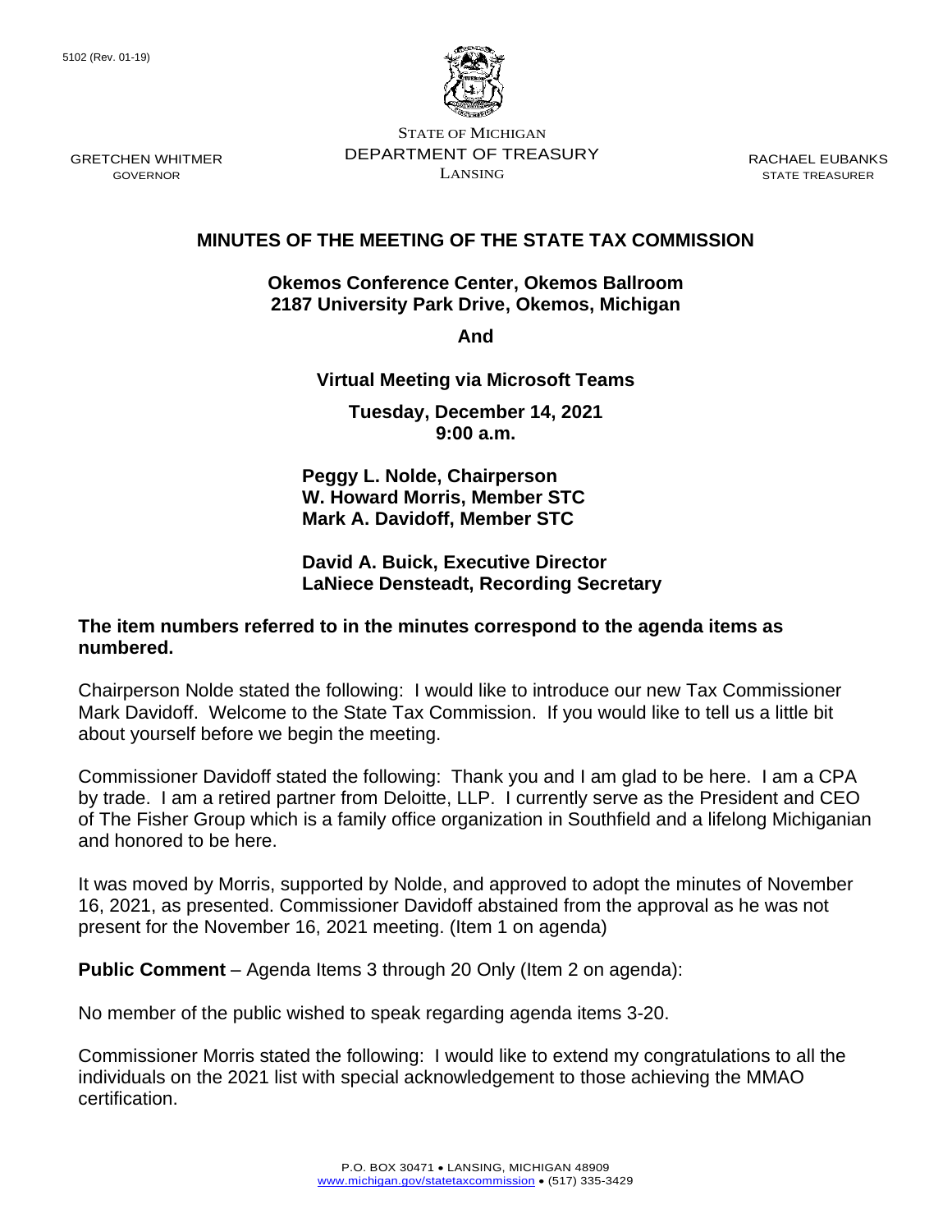5102 (Rev. 01-19)

GRETCHEN WHITMER
GOVERNOR

STATE OF MICHIGAN
DEPARTMENT OF TREASURY
LANSING

RACHAEL EUBANKS
STATE TREASURER

# MINUTES OF THE MEETING OF THE STATE TAX COMMISSION

**Okemos Conference Center, Okemos Ballroom**
**2187 University Park Drive, Okemos, Michigan**

**And**

**Virtual Meeting via Microsoft Teams**

**Tuesday, December 14, 2021**
**9:00 a.m.**

**Peggy L. Nolde, Chairperson**
**W. Howard Morris, Member STC**
**Mark A. Davidoff, Member STC**

**David A. Buick, Executive Director**
**LaNiece Densteadt, Recording Secretary**

**The item numbers referred to in the minutes correspond to the agenda items as numbered.**

Chairperson Nolde stated the following: I would like to introduce our new Tax Commissioner Mark Davidoff. Welcome to the State Tax Commission. If you would like to tell us a little bit about yourself before we begin the meeting.

Commissioner Davidoff stated the following: Thank you and I am glad to be here. I am a CPA by trade. I am a retired partner from Deloitte, LLP. I currently serve as the President and CEO of The Fisher Group which is a family office organization in Southfield and a lifelong Michiganian and honored to be here.

It was moved by Morris, supported by Nolde, and approved to adopt the minutes of November 16, 2021, as presented. Commissioner Davidoff abstained from the approval as he was not present for the November 16, 2021 meeting. (Item 1 on agenda)

**Public Comment** – Agenda Items 3 through 20 Only (Item 2 on agenda):

No member of the public wished to speak regarding agenda items 3-20.

Commissioner Morris stated the following: I would like to extend my congratulations to all the individuals on the 2021 list with special acknowledgement to those achieving the MMAO certification.

P.O. BOX 30471 • LANSING, MICHIGAN 48909
www.michigan.gov/statetaxcommission • (517) 335-3429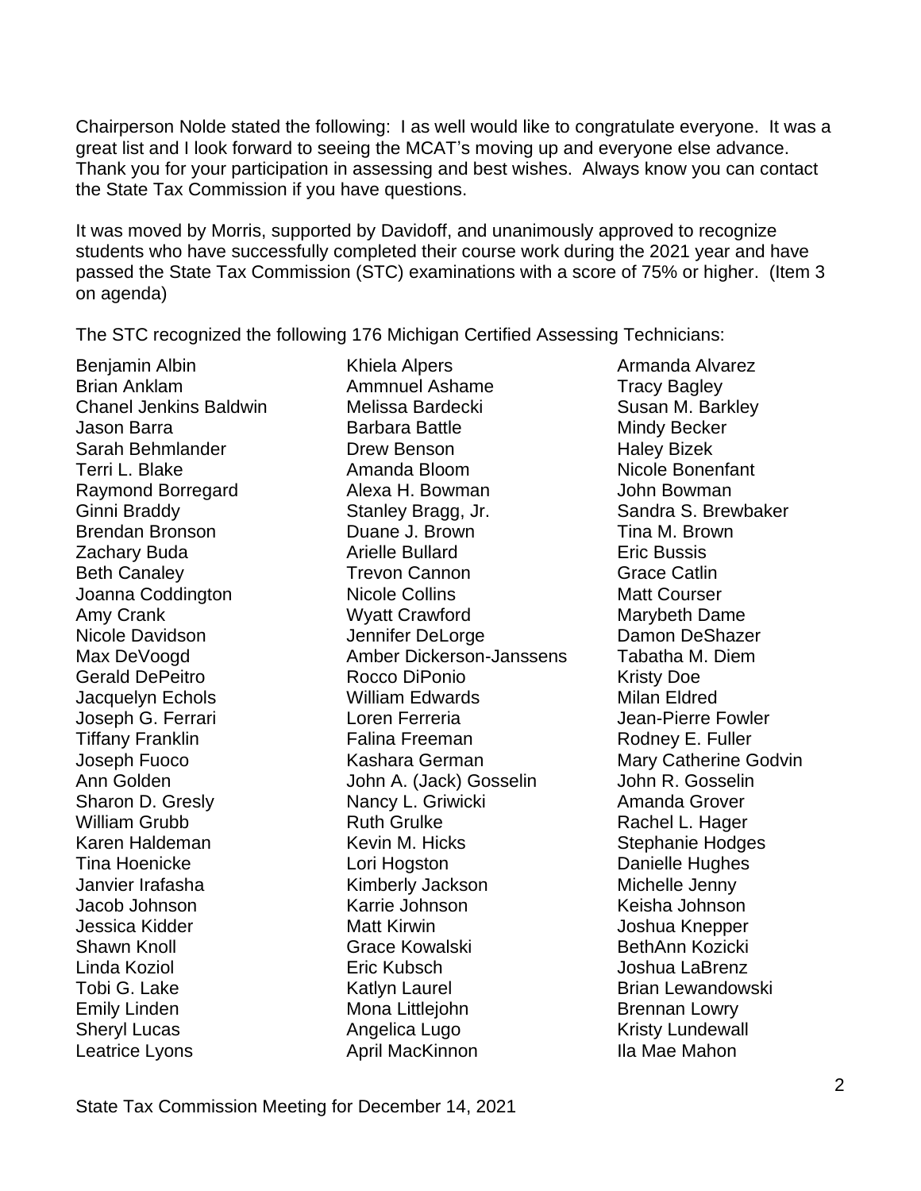Chairperson Nolde stated the following: I as well would like to congratulate everyone. It was a great list and I look forward to seeing the MCAT's moving up and everyone else advance. Thank you for your participation in assessing and best wishes. Always know you can contact the State Tax Commission if you have questions.

It was moved by Morris, supported by Davidoff, and unanimously approved to recognize students who have successfully completed their course work during the 2021 year and have passed the State Tax Commission (STC) examinations with a score of 75% or higher. (Item 3 on agenda)

The STC recognized the following 176 Michigan Certified Assessing Technicians:

Benjamin Albin
Khiela Alpers
Armanda Alvarez
Brian Anklam
Ammnuel Ashame
Tracy Bagley
Chanel Jenkins Baldwin
Melissa Bardecki
Susan M. Barkley
Jason Barra
Barbara Battle
Mindy Becker
Sarah Behmlander
Drew Benson
Haley Bizek
Terri L. Blake
Amanda Bloom
Nicole Bonenfant
Raymond Borregard
Alexa H. Bowman
John Bowman
Ginni Braddy
Stanley Bragg, Jr.
Sandra S. Brewbaker
Brendan Bronson
Duane J. Brown
Tina M. Brown
Zachary Buda
Arielle Bullard
Eric Bussis
Beth Canaley
Trevon Cannon
Grace Catlin
Joanna Coddington
Nicole Collins
Matt Courser
Amy Crank
Wyatt Crawford
Marybeth Dame
Nicole Davidson
Jennifer DeLorge
Damon DeShazer
Max DeVoogd
Amber Dickerson-Janssens
Tabatha M. Diem
Gerald DePeitro
Rocco DiPonio
Kristy Doe
Jacquelyn Echols
William Edwards
Milan Eldred
Joseph G. Ferrari
Loren Ferreria
Jean-Pierre Fowler
Tiffany Franklin
Falina Freeman
Rodney E. Fuller
Joseph Fuoco
Kashara German
Mary Catherine Godvin
Ann Golden
John A. (Jack) Gosselin
John R. Gosselin
Sharon D. Gresly
Nancy L. Griwicki
Amanda Grover
William Grubb
Ruth Grulke
Rachel L. Hager
Karen Haldeman
Kevin M. Hicks
Stephanie Hodges
Tina Hoenicke
Lori Hogston
Danielle Hughes
Janvier Irafasha
Kimberly Jackson
Michelle Jenny
Jacob Johnson
Karrie Johnson
Keisha Johnson
Jessica Kidder
Matt Kirwin
Joshua Knepper
Shawn Knoll
Grace Kowalski
BethAnn Kozicki
Linda Koziol
Eric Kubsch
Joshua LaBrenz
Tobi G. Lake
Katlyn Laurel
Brian Lewandowski
Emily Linden
Mona Littlejohn
Brennan Lowry
Sheryl Lucas
Angelica Lugo
Kristy Lundewall
Leatrice Lyons
April MacKinnon
Ila Mae Mahon

State Tax Commission Meeting for December 14, 2021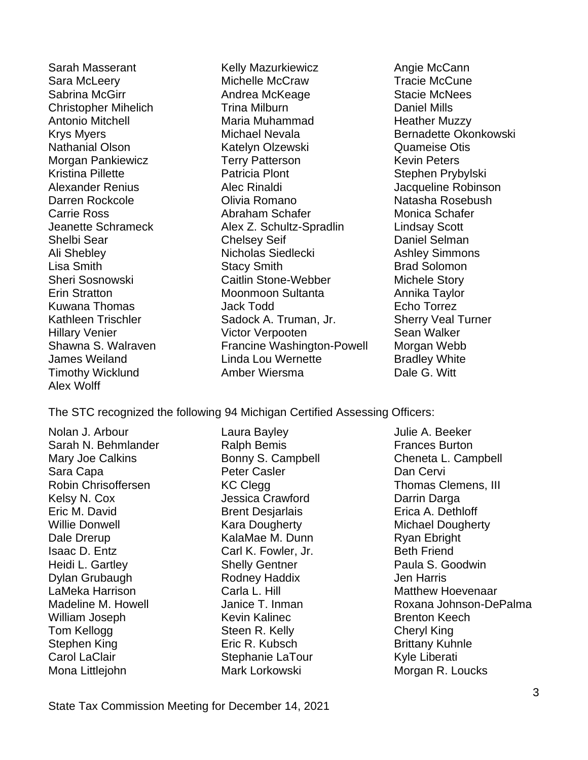Sarah Masserant
Kelly Mazurkiewicz
Angie McCann
Sara McLeery
Michelle McCraw
Tracie McCune
Sabrina McGirr
Andrea McKeage
Stacie McNees
Christopher Mihelich
Trina Milburn
Daniel Mills
Antonio Mitchell
Maria Muhammad
Heather Muzzy
Krys Myers
Michael Nevala
Bernadette Okonkowski
Nathanial Olson
Katelyn Olzewski
Quameise Otis
Morgan Pankiewicz
Terry Patterson
Kevin Peters
Kristina Pillette
Patricia Plont
Stephen Prybylski
Alexander Renius
Alec Rinaldi
Jacqueline Robinson
Darren Rockcole
Olivia Romano
Natasha Rosebush
Carrie Ross
Abraham Schafer
Monica Schafer
Jeanette Schrameck
Alex Z. Schultz-Spradlin
Lindsay Scott
Shelbi Sear
Chelsey Seif
Daniel Selman
Ali Shebley
Nicholas Siedlecki
Ashley Simmons
Lisa Smith
Stacy Smith
Brad Solomon
Sheri Sosnowski
Caitlin Stone-Webber
Michele Story
Erin Stratton
Moonmoon Sultanta
Annika Taylor
Kuwana Thomas
Jack Todd
Echo Torrez
Kathleen Trischler
Sadock A. Truman, Jr.
Sherry Veal Turner
Hillary Venier
Victor Verpooten
Sean Walker
Shawna S. Walraven
Francine Washington-Powell
Morgan Webb
James Weiland
Linda Lou Wernette
Bradley White
Timothy Wicklund
Amber Wiersma
Dale G. Witt
Alex Wolff

The STC recognized the following 94 Michigan Certified Assessing Officers:

Nolan J. Arbour
Laura Bayley
Julie A. Beeker
Sarah N. Behmlander
Ralph Bemis
Frances Burton
Mary Joe Calkins
Bonny S. Campbell
Cheneta L. Campbell
Sara Capa
Peter Casler
Dan Cervi
Robin Chrisoffersen
KC Clegg
Thomas Clemens, III
Kelsy N. Cox
Jessica Crawford
Darrin Darga
Eric M. David
Brent Desjarlais
Erica A. Dethloff
Willie Donwell
Kara Dougherty
Michael Dougherty
Dale Drerup
KalaMae M. Dunn
Ryan Ebright
Isaac D. Entz
Carl K. Fowler, Jr.
Beth Friend
Heidi L. Gartley
Shelly Gentner
Paula S. Goodwin
Dylan Grubaugh
Rodney Haddix
Jen Harris
LaMeka Harrison
Carla L. Hill
Matthew Hoevenaar
Madeline M. Howell
Janice T. Inman
Roxana Johnson-DePalma
William Joseph
Kevin Kalinec
Brenton Keech
Tom Kellogg
Steen R. Kelly
Cheryl King
Stephen King
Eric R. Kubsch
Brittany Kuhnle
Carol LaClair
Stephanie LaTour
Kyle Liberati
Mona Littlejohn
Mark Lorkowski
Morgan R. Loucks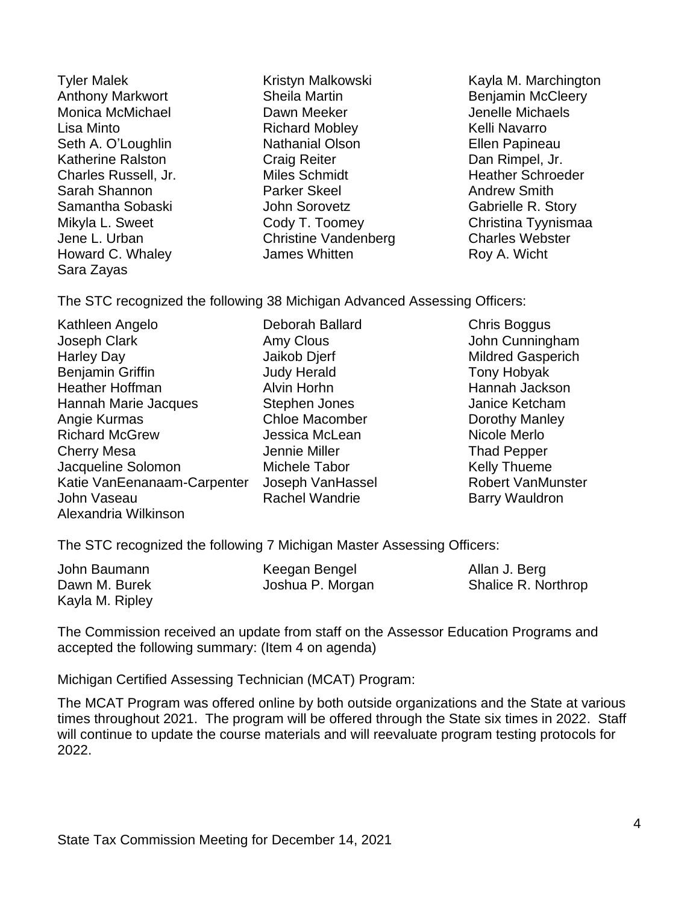Tyler Malek
Kristyn Malkowski
Kayla M. Marchington
Anthony Markwort
Sheila Martin
Benjamin McCleery
Monica McMichael
Dawn Meeker
Jenelle Michaels
Lisa Minto
Richard Mobley
Kelli Navarro
Seth A. O'Loughlin
Nathanial Olson
Ellen Papineau
Katherine Ralston
Craig Reiter
Dan Rimpel, Jr.
Charles Russell, Jr.
Miles Schmidt
Heather Schroeder
Sarah Shannon
Parker Skeel
Andrew Smith
Samantha Sobaski
John Sorovetz
Gabrielle R. Story
Mikyla L. Sweet
Cody T. Toomey
Christina Tyynismaa
Jene L. Urban
Christine Vandenberg
Charles Webster
Howard C. Whaley
James Whitten
Roy A. Wicht
Sara Zayas

The STC recognized the following 38 Michigan Advanced Assessing Officers:

Kathleen Angelo
Deborah Ballard
Chris Boggus
Joseph Clark
Amy Clous
John Cunningham
Harley Day
Jaikob Djerf
Mildred Gasperich
Benjamin Griffin
Judy Herald
Tony Hobyak
Heather Hoffman
Alvin Horhn
Hannah Jackson
Hannah Marie Jacques
Stephen Jones
Janice Ketcham
Angie Kurmas
Chloe Macomber
Dorothy Manley
Richard McGrew
Jessica McLean
Nicole Merlo
Cherry Mesa
Jennie Miller
Thad Pepper
Jacqueline Solomon
Michele Tabor
Kelly Thueme
Katie VanEenanaam-Carpenter
Joseph VanHassel
Robert VanMunster
John Vaseau
Rachel Wandrie
Barry Wauldron
Alexandria Wilkinson

The STC recognized the following 7 Michigan Master Assessing Officers:

John Baumann
Keegan Bengel
Allan J. Berg
Dawn M. Burek
Joshua P. Morgan
Shalice R. Northrop
Kayla M. Ripley

The Commission received an update from staff on the Assessor Education Programs and accepted the following summary: (Item 4 on agenda)

Michigan Certified Assessing Technician (MCAT) Program:

The MCAT Program was offered online by both outside organizations and the State at various times throughout 2021. The program will be offered through the State six times in 2022. Staff will continue to update the course materials and will reevaluate program testing protocols for 2022.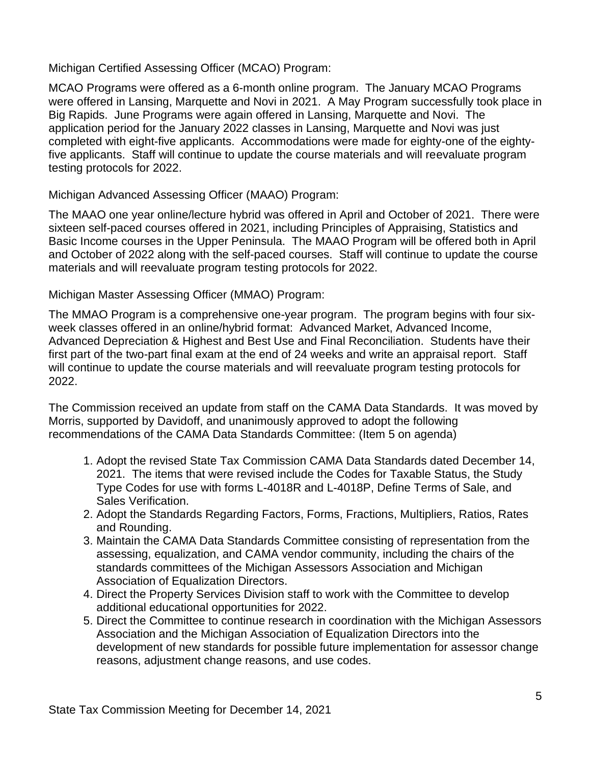Michigan Certified Assessing Officer (MCAO) Program:

MCAO Programs were offered as a 6-month online program. The January MCAO Programs were offered in Lansing, Marquette and Novi in 2021. A May Program successfully took place in Big Rapids. June Programs were again offered in Lansing, Marquette and Novi. The application period for the January 2022 classes in Lansing, Marquette and Novi was just completed with eight-five applicants. Accommodations were made for eighty-one of the eighty-five applicants. Staff will continue to update the course materials and will reevaluate program testing protocols for 2022.

Michigan Advanced Assessing Officer (MAAO) Program:

The MAAO one year online/lecture hybrid was offered in April and October of 2021. There were sixteen self-paced courses offered in 2021, including Principles of Appraising, Statistics and Basic Income courses in the Upper Peninsula. The MAAO Program will be offered both in April and October of 2022 along with the self-paced courses. Staff will continue to update the course materials and will reevaluate program testing protocols for 2022.

Michigan Master Assessing Officer (MMAO) Program:

The MMAO Program is a comprehensive one-year program. The program begins with four six-week classes offered in an online/hybrid format: Advanced Market, Advanced Income, Advanced Depreciation & Highest and Best Use and Final Reconciliation. Students have their first part of the two-part final exam at the end of 24 weeks and write an appraisal report. Staff will continue to update the course materials and will reevaluate program testing protocols for 2022.

The Commission received an update from staff on the CAMA Data Standards. It was moved by Morris, supported by Davidoff, and unanimously approved to adopt the following recommendations of the CAMA Data Standards Committee: (Item 5 on agenda)

1. Adopt the revised State Tax Commission CAMA Data Standards dated December 14, 2021. The items that were revised include the Codes for Taxable Status, the Study Type Codes for use with forms L-4018R and L-4018P, Define Terms of Sale, and Sales Verification.
2. Adopt the Standards Regarding Factors, Forms, Fractions, Multipliers, Ratios, Rates and Rounding.
3. Maintain the CAMA Data Standards Committee consisting of representation from the assessing, equalization, and CAMA vendor community, including the chairs of the standards committees of the Michigan Assessors Association and Michigan Association of Equalization Directors.
4. Direct the Property Services Division staff to work with the Committee to develop additional educational opportunities for 2022.
5. Direct the Committee to continue research in coordination with the Michigan Assessors Association and the Michigan Association of Equalization Directors into the development of new standards for possible future implementation for assessor change reasons, adjustment change reasons, and use codes.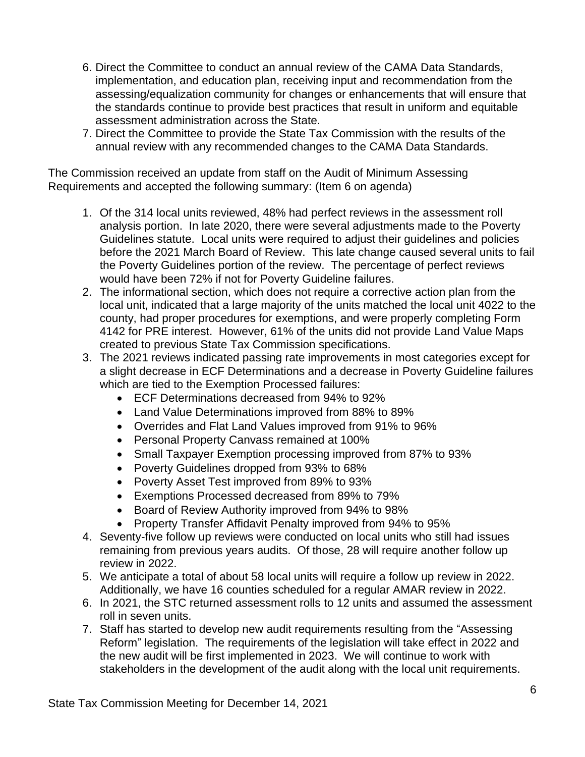6. Direct the Committee to conduct an annual review of the CAMA Data Standards, implementation, and education plan, receiving input and recommendation from the assessing/equalization community for changes or enhancements that will ensure that the standards continue to provide best practices that result in uniform and equitable assessment administration across the State.
7. Direct the Committee to provide the State Tax Commission with the results of the annual review with any recommended changes to the CAMA Data Standards.

The Commission received an update from staff on the Audit of Minimum Assessing Requirements and accepted the following summary: (Item 6 on agenda)

1. Of the 314 local units reviewed, 48% had perfect reviews in the assessment roll analysis portion. In late 2020, there were several adjustments made to the Poverty Guidelines statute. Local units were required to adjust their guidelines and policies before the 2021 March Board of Review. This late change caused several units to fail the Poverty Guidelines portion of the review. The percentage of perfect reviews would have been 72% if not for Poverty Guideline failures.
2. The informational section, which does not require a corrective action plan from the local unit, indicated that a large majority of the units matched the local unit 4022 to the county, had proper procedures for exemptions, and were properly completing Form 4142 for PRE interest. However, 61% of the units did not provide Land Value Maps created to previous State Tax Commission specifications.
3. The 2021 reviews indicated passing rate improvements in most categories except for a slight decrease in ECF Determinations and a decrease in Poverty Guideline failures which are tied to the Exemption Processed failures:
   - ECF Determinations decreased from 94% to 92%
   - Land Value Determinations improved from 88% to 89%
   - Overrides and Flat Land Values improved from 91% to 96%
   - Personal Property Canvass remained at 100%
   - Small Taxpayer Exemption processing improved from 87% to 93%
   - Poverty Guidelines dropped from 93% to 68%
   - Poverty Asset Test improved from 89% to 93%
   - Exemptions Processed decreased from 89% to 79%
   - Board of Review Authority improved from 94% to 98%
   - Property Transfer Affidavit Penalty improved from 94% to 95%
4. Seventy-five follow up reviews were conducted on local units who still had issues remaining from previous years audits. Of those, 28 will require another follow up review in 2022.
5. We anticipate a total of about 58 local units will require a follow up review in 2022. Additionally, we have 16 counties scheduled for a regular AMAR review in 2022.
6. In 2021, the STC returned assessment rolls to 12 units and assumed the assessment roll in seven units.
7. Staff has started to develop new audit requirements resulting from the "Assessing Reform" legislation. The requirements of the legislation will take effect in 2022 and the new audit will be first implemented in 2023. We will continue to work with stakeholders in the development of the audit along with the local unit requirements.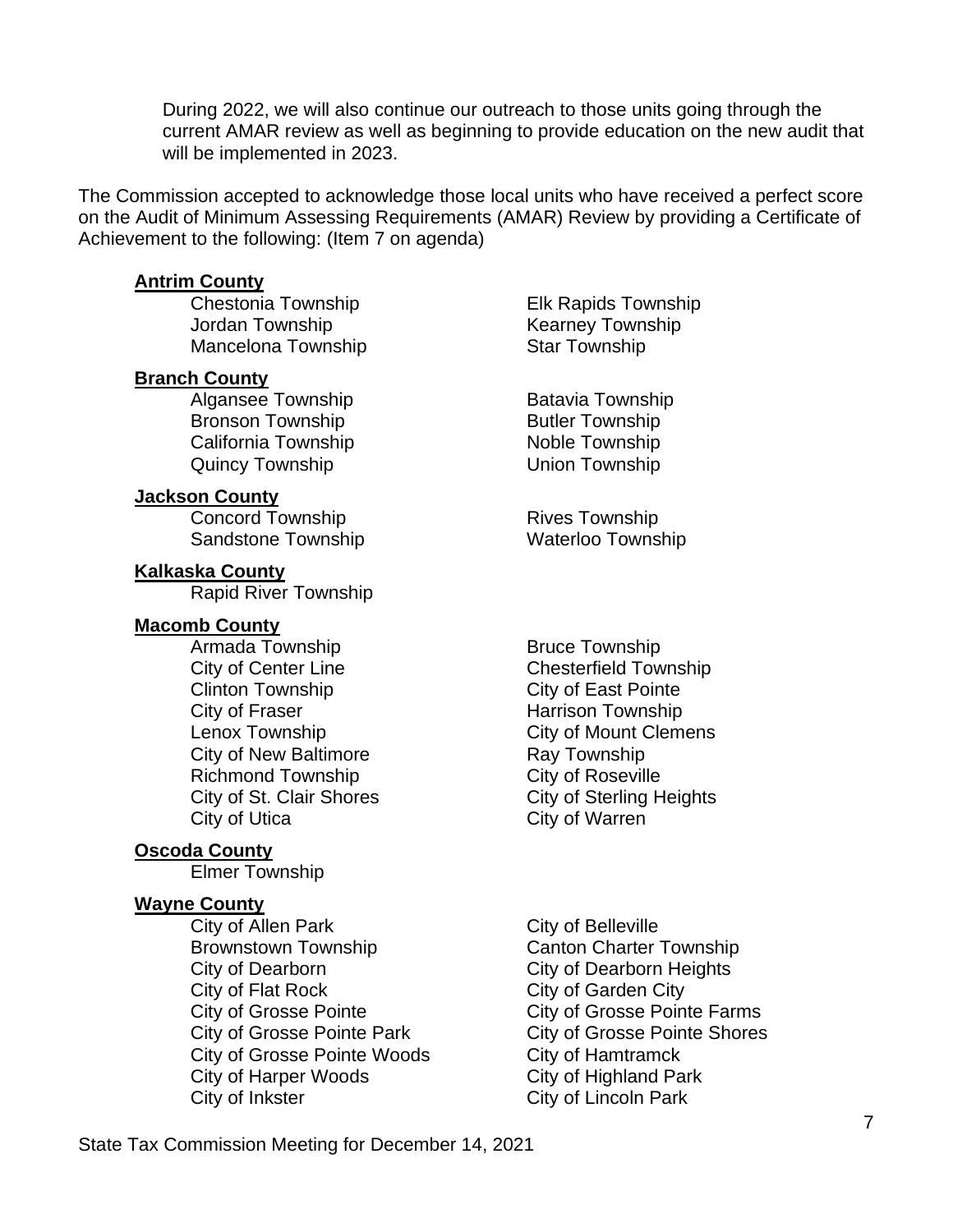During 2022, we will also continue our outreach to those units going through the current AMAR review as well as beginning to provide education on the new audit that will be implemented in 2023.

The Commission accepted to acknowledge those local units who have received a perfect score on the Audit of Minimum Assessing Requirements (AMAR) Review by providing a Certificate of Achievement to the following: (Item 7 on agenda)

**Antrim County**

- Chestonia Township
- Elk Rapids Township
- Jordan Township
- Kearney Township
- Mancelona Township
- Star Township

**Branch County**

- Algansee Township
- Batavia Township
- Bronson Township
- Butler Township
- California Township
- Noble Township
- Quincy Township
- Union Township

**Jackson County**

- Concord Township
- Rives Township
- Sandstone Township
- Waterloo Township

**Kalkaska County**

- Rapid River Township

**Macomb County**

- Armada Township
- Bruce Township
- City of Center Line
- Chesterfield Township
- Clinton Township
- City of East Pointe
- City of Fraser
- Harrison Township
- Lenox Township
- City of Mount Clemens
- City of New Baltimore
- Ray Township
- Richmond Township
- City of Roseville
- City of St. Clair Shores
- City of Sterling Heights
- City of Utica
- City of Warren

**Oscoda County**

- Elmer Township

**Wayne County**

- City of Allen Park
- City of Belleville
- Brownstown Township
- Canton Charter Township
- City of Dearborn
- City of Dearborn Heights
- City of Flat Rock
- City of Garden City
- City of Grosse Pointe
- City of Grosse Pointe Farms
- City of Grosse Pointe Park
- City of Grosse Pointe Shores
- City of Grosse Pointe Woods
- City of Hamtramck
- City of Harper Woods
- City of Highland Park
- City of Inkster
- City of Lincoln Park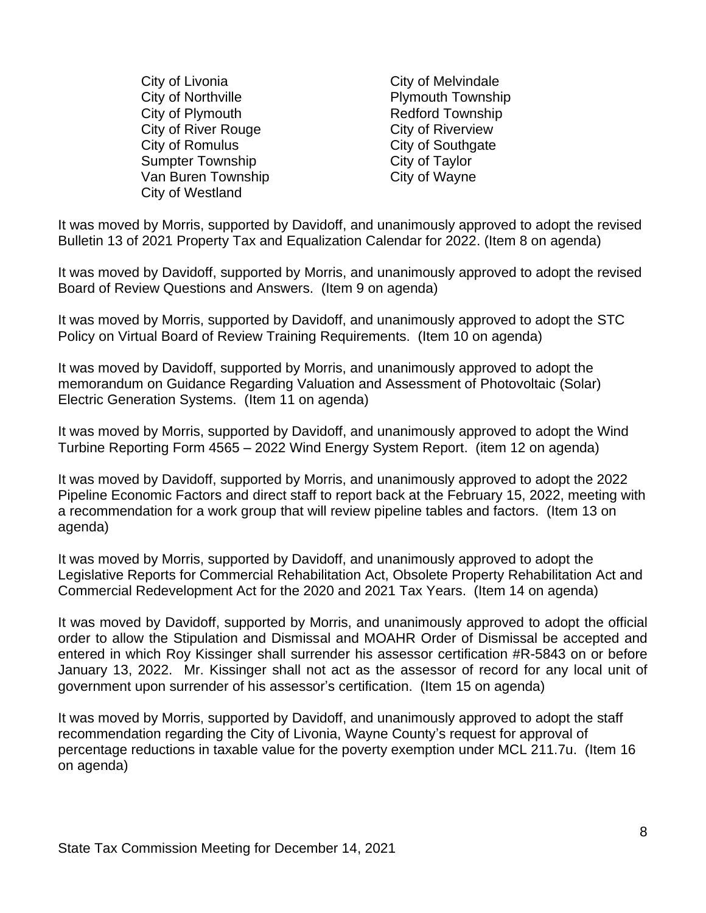City of Livonia
City of Northville
City of Plymouth
City of River Rouge
City of Romulus
Sumpter Township
Van Buren Township
City of Westland
City of Melvindale
Plymouth Township
Redford Township
City of Riverview
City of Southgate
City of Taylor
City of Wayne

It was moved by Morris, supported by Davidoff, and unanimously approved to adopt the revised Bulletin 13 of 2021 Property Tax and Equalization Calendar for 2022. (Item 8 on agenda)

It was moved by Davidoff, supported by Morris, and unanimously approved to adopt the revised Board of Review Questions and Answers. (Item 9 on agenda)

It was moved by Morris, supported by Davidoff, and unanimously approved to adopt the STC Policy on Virtual Board of Review Training Requirements. (Item 10 on agenda)

It was moved by Davidoff, supported by Morris, and unanimously approved to adopt the memorandum on Guidance Regarding Valuation and Assessment of Photovoltaic (Solar) Electric Generation Systems. (Item 11 on agenda)

It was moved by Morris, supported by Davidoff, and unanimously approved to adopt the Wind Turbine Reporting Form 4565 – 2022 Wind Energy System Report. (item 12 on agenda)

It was moved by Davidoff, supported by Morris, and unanimously approved to adopt the 2022 Pipeline Economic Factors and direct staff to report back at the February 15, 2022, meeting with a recommendation for a work group that will review pipeline tables and factors. (Item 13 on agenda)

It was moved by Morris, supported by Davidoff, and unanimously approved to adopt the Legislative Reports for Commercial Rehabilitation Act, Obsolete Property Rehabilitation Act and Commercial Redevelopment Act for the 2020 and 2021 Tax Years. (Item 14 on agenda)

It was moved by Davidoff, supported by Morris, and unanimously approved to adopt the official order to allow the Stipulation and Dismissal and MOAHR Order of Dismissal be accepted and entered in which Roy Kissinger shall surrender his assessor certification #R-5843 on or before January 13, 2022. Mr. Kissinger shall not act as the assessor of record for any local unit of government upon surrender of his assessor's certification. (Item 15 on agenda)

It was moved by Morris, supported by Davidoff, and unanimously approved to adopt the staff recommendation regarding the City of Livonia, Wayne County's request for approval of percentage reductions in taxable value for the poverty exemption under MCL 211.7u. (Item 16 on agenda)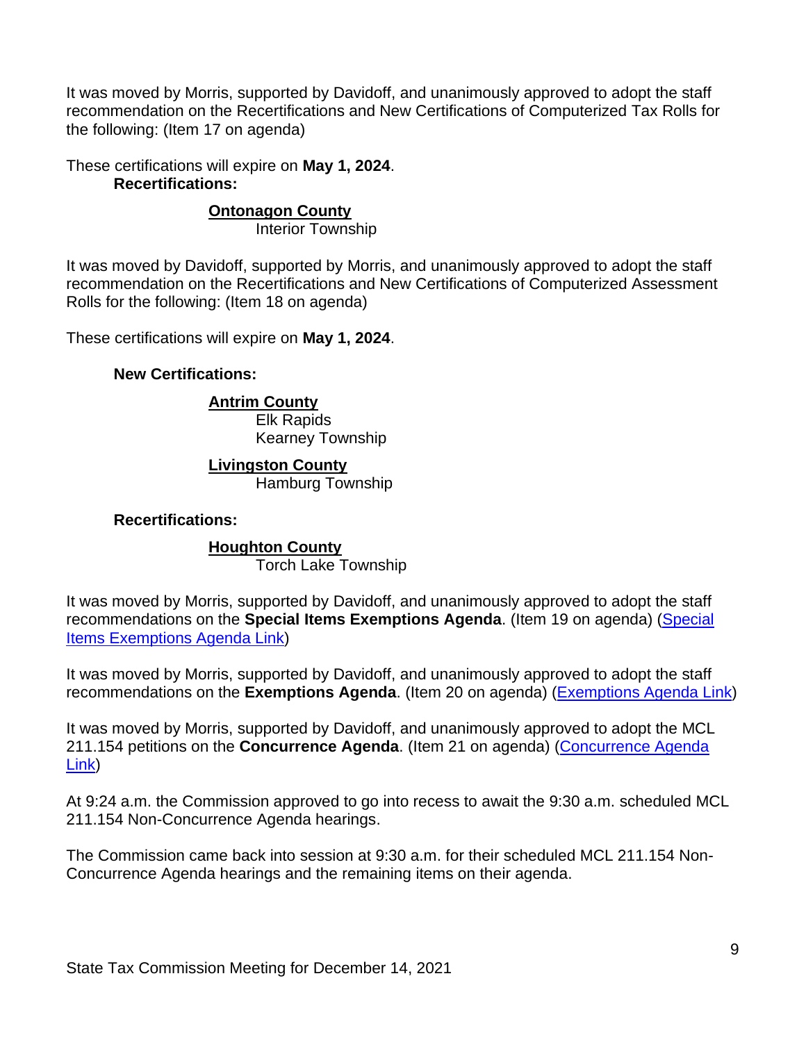It was moved by Morris, supported by Davidoff, and unanimously approved to adopt the staff recommendation on the Recertifications and New Certifications of Computerized Tax Rolls for the following: (Item 17 on agenda)

These certifications will expire on **May 1, 2024**.

**Recertifications:**

**Ontonagon County**
Interior Township

It was moved by Davidoff, supported by Morris, and unanimously approved to adopt the staff recommendation on the Recertifications and New Certifications of Computerized Assessment Rolls for the following: (Item 18 on agenda)

These certifications will expire on **May 1, 2024**.

**New Certifications:**

**Antrim County**
Elk Rapids
Kearney Township

**Livingston County**
Hamburg Township

**Recertifications:**

**Houghton County**
Torch Lake Township

It was moved by Morris, supported by Davidoff, and unanimously approved to adopt the staff recommendations on the **Special Items Exemptions Agenda**. (Item 19 on agenda) (Special Items Exemptions Agenda Link)

It was moved by Morris, supported by Davidoff, and unanimously approved to adopt the staff recommendations on the **Exemptions Agenda**. (Item 20 on agenda) (Exemptions Agenda Link)

It was moved by Morris, supported by Davidoff, and unanimously approved to adopt the MCL 211.154 petitions on the **Concurrence Agenda**. (Item 21 on agenda) (Concurrence Agenda Link)

At 9:24 a.m. the Commission approved to go into recess to await the 9:30 a.m. scheduled MCL 211.154 Non-Concurrence Agenda hearings.

The Commission came back into session at 9:30 a.m. for their scheduled MCL 211.154 Non-Concurrence Agenda hearings and the remaining items on their agenda.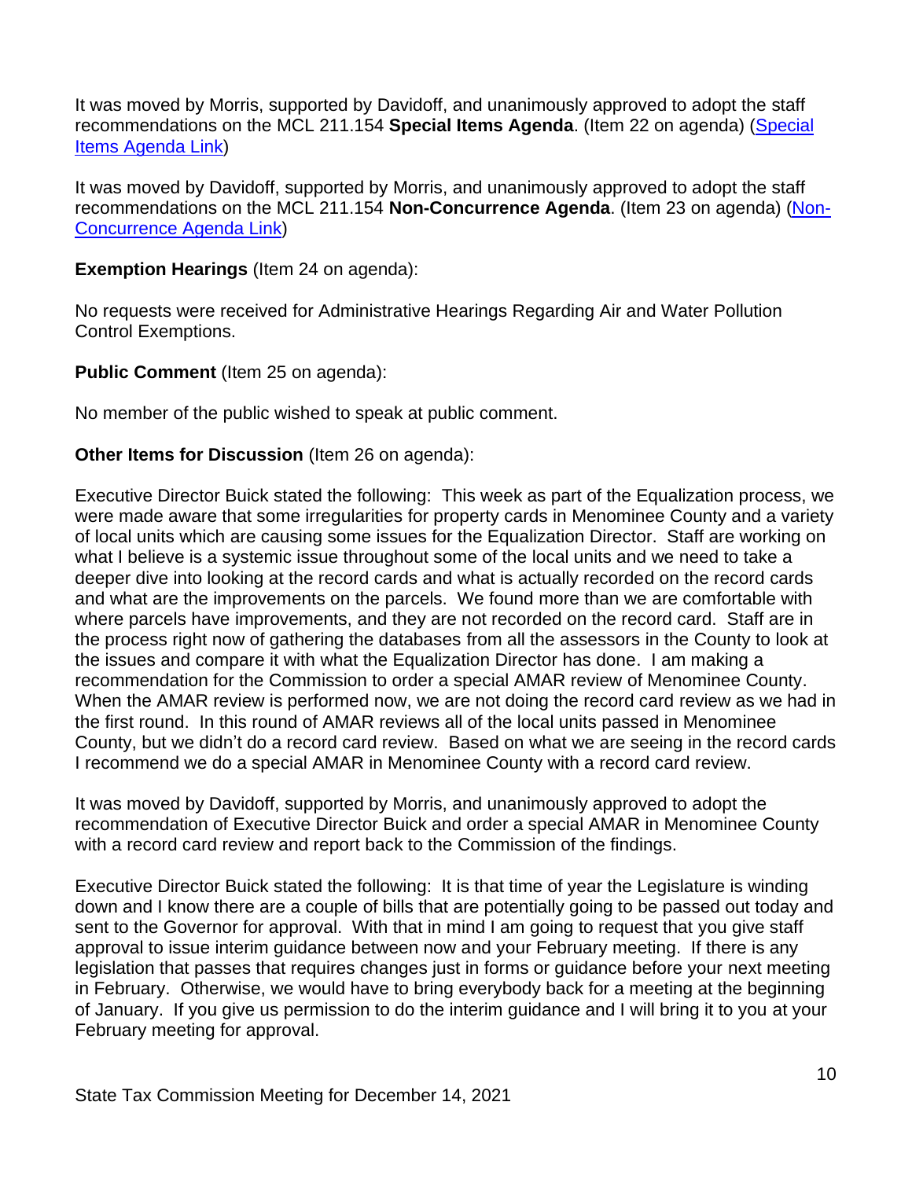It was moved by Morris, supported by Davidoff, and unanimously approved to adopt the staff recommendations on the MCL 211.154 **Special Items Agenda**. (Item 22 on agenda) ([Special Items Agenda Link](#))

It was moved by Davidoff, supported by Morris, and unanimously approved to adopt the staff recommendations on the MCL 211.154 **Non-Concurrence Agenda**. (Item 23 on agenda) ([Non-Concurrence Agenda Link](#))

**Exemption Hearings** (Item 24 on agenda):

No requests were received for Administrative Hearings Regarding Air and Water Pollution Control Exemptions.

**Public Comment** (Item 25 on agenda):

No member of the public wished to speak at public comment.

**Other Items for Discussion** (Item 26 on agenda):

Executive Director Buick stated the following: This week as part of the Equalization process, we were made aware that some irregularities for property cards in Menominee County and a variety of local units which are causing some issues for the Equalization Director. Staff are working on what I believe is a systemic issue throughout some of the local units and we need to take a deeper dive into looking at the record cards and what is actually recorded on the record cards and what are the improvements on the parcels. We found more than we are comfortable with where parcels have improvements, and they are not recorded on the record card. Staff are in the process right now of gathering the databases from all the assessors in the County to look at the issues and compare it with what the Equalization Director has done. I am making a recommendation for the Commission to order a special AMAR review of Menominee County. When the AMAR review is performed now, we are not doing the record card review as we had in the first round. In this round of AMAR reviews all of the local units passed in Menominee County, but we didn't do a record card review. Based on what we are seeing in the record cards I recommend we do a special AMAR in Menominee County with a record card review.

It was moved by Davidoff, supported by Morris, and unanimously approved to adopt the recommendation of Executive Director Buick and order a special AMAR in Menominee County with a record card review and report back to the Commission of the findings.

Executive Director Buick stated the following: It is that time of year the Legislature is winding down and I know there are a couple of bills that are potentially going to be passed out today and sent to the Governor for approval. With that in mind I am going to request that you give staff approval to issue interim guidance between now and your February meeting. If there is any legislation that passes that requires changes just in forms or guidance before your next meeting in February. Otherwise, we would have to bring everybody back for a meeting at the beginning of January. If you give us permission to do the interim guidance and I will bring it to you at your February meeting for approval.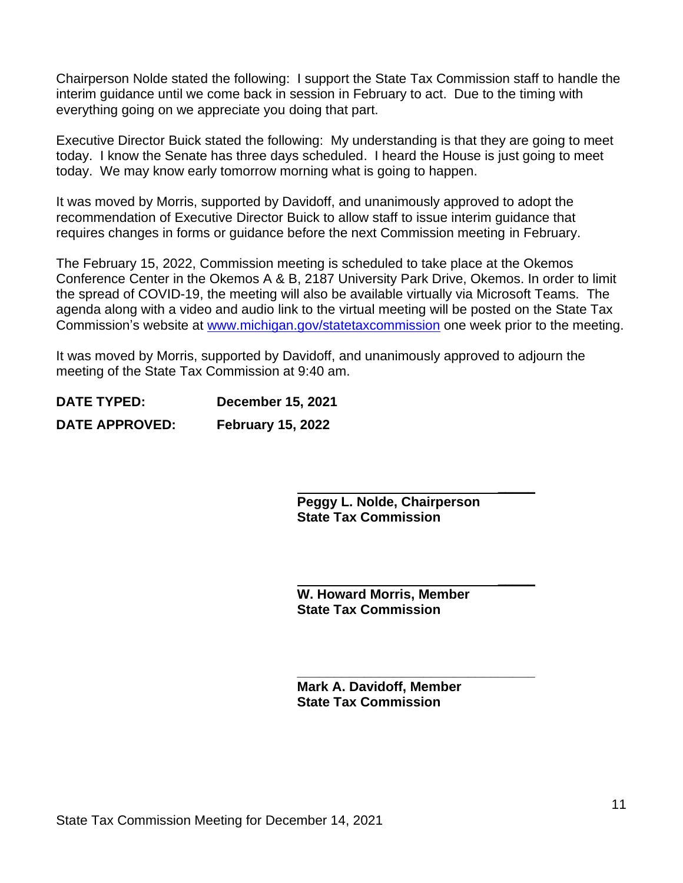Chairperson Nolde stated the following: I support the State Tax Commission staff to handle the interim guidance until we come back in session in February to act. Due to the timing with everything going on we appreciate you doing that part.

Executive Director Buick stated the following: My understanding is that they are going to meet today. I know the Senate has three days scheduled. I heard the House is just going to meet today. We may know early tomorrow morning what is going to happen.

It was moved by Morris, supported by Davidoff, and unanimously approved to adopt the recommendation of Executive Director Buick to allow staff to issue interim guidance that requires changes in forms or guidance before the next Commission meeting in February.

The February 15, 2022, Commission meeting is scheduled to take place at the Okemos Conference Center in the Okemos A & B, 2187 University Park Drive, Okemos. In order to limit the spread of COVID-19, the meeting will also be available virtually via Microsoft Teams. The agenda along with a video and audio link to the virtual meeting will be posted on the State Tax Commission's website at www.michigan.gov/statetaxcommission one week prior to the meeting.

It was moved by Morris, supported by Davidoff, and unanimously approved to adjourn the meeting of the State Tax Commission at 9:40 am.

**DATE TYPED:** **December 15, 2021**

**DATE APPROVED:** **February 15, 2022**

**Peggy L. Nolde, Chairperson**
**State Tax Commission**

**W. Howard Morris, Member**
**State Tax Commission**

**Mark A. Davidoff, Member**
**State Tax Commission**